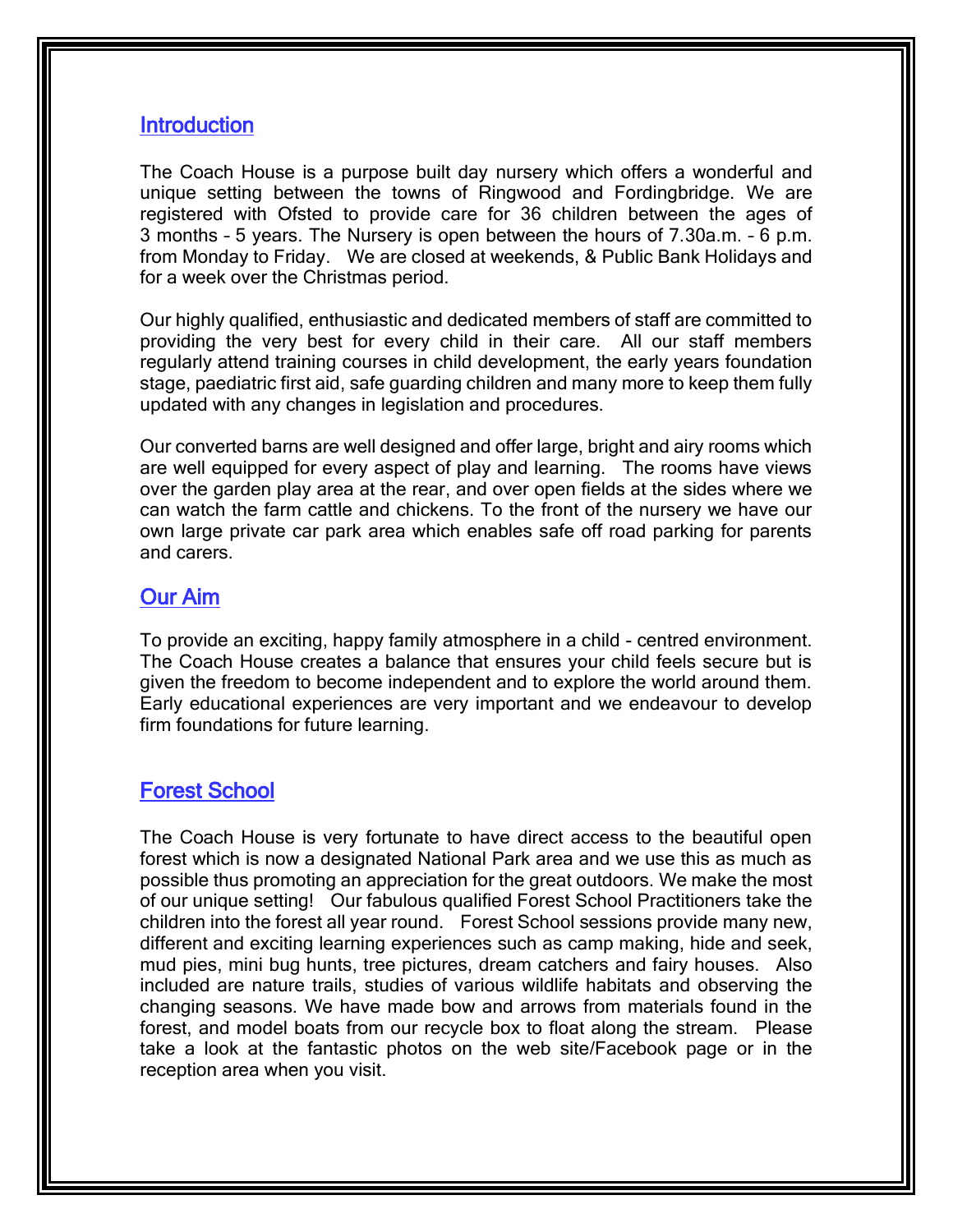## Introduction

The Coach House is a purpose built day nursery which offers a wonderful and unique setting between the towns of Ringwood and Fordingbridge. We are registered with Ofsted to provide care for 36 children between the ages of 3 months – 5 years. The Nursery is open between the hours of 7.30a.m. – 6 p.m. from Monday to Friday. We are closed at weekends, & Public Bank Holidays and for a week over the Christmas period.

Our highly qualified, enthusiastic and dedicated members of staff are committed to providing the very best for every child in their care. All our staff members regularly attend training courses in child development, the early years foundation stage, paediatric first aid, safe guarding children and many more to keep them fully updated with any changes in legislation and procedures.

Our converted barns are well designed and offer large, bright and airy rooms which are well equipped for every aspect of play and learning. The rooms have views over the garden play area at the rear, and over open fields at the sides where we can watch the farm cattle and chickens. To the front of the nursery we have our own large private car park area which enables safe off road parking for parents and carers.

## Our Aim

To provide an exciting, happy family atmosphere in a child - centred environment. The Coach House creates a balance that ensures your child feels secure but is given the freedom to become independent and to explore the world around them. Early educational experiences are very important and we endeavour to develop firm foundations for future learning.

## Forest School

The Coach House is very fortunate to have direct access to the beautiful open forest which is now a designated National Park area and we use this as much as possible thus promoting an appreciation for the great outdoors. We make the most of our unique setting! Our fabulous qualified Forest School Practitioners take the children into the forest all year round. Forest School sessions provide many new, different and exciting learning experiences such as camp making, hide and seek, mud pies, mini bug hunts, tree pictures, dream catchers and fairy houses. Also included are nature trails, studies of various wildlife habitats and observing the changing seasons. We have made bow and arrows from materials found in the forest, and model boats from our recycle box to float along the stream. Please take a look at the fantastic photos on the web site/Facebook page or in the reception area when you visit.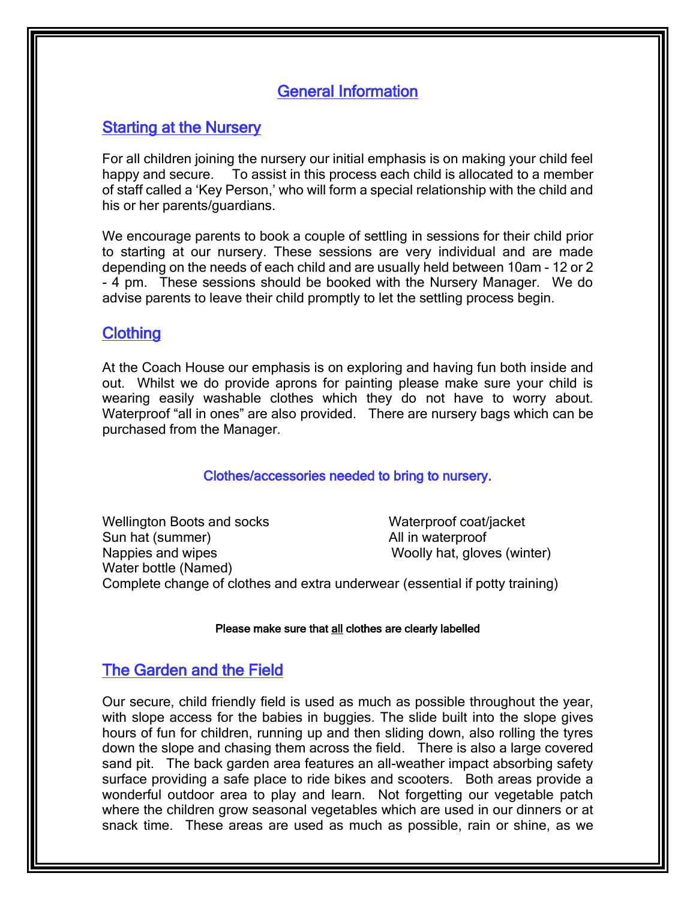# General Information

## Starting at the Nursery

For all children joining the nursery our initial emphasis is on making your child feel happy and secure. To assist in this process each child is allocated to a member of staff called a 'Key Person,' who will form a special relationship with the child and his or her parents/guardians.

We encourage parents to book a couple of settling in sessions for their child prior to starting at our nursery. These sessions are very individual and are made depending on the needs of each child and are usually held between 10am - 12 or 2 - 4 pm. These sessions should be booked with the Nursery Manager. We do advise parents to leave their child promptly to let the settling process begin.

## Clothing

At the Coach House our emphasis is on exploring and having fun both inside and out. Whilst we do provide aprons for painting please make sure your child is wearing easily washable clothes which they do not have to worry about. Waterproof "all in ones" are also provided. There are nursery bags which can be purchased from the Manager.

### Clothes/accessories needed to bring to nursery.

- Wellington Boots and socks
- Sun hat (summer)
- Nappies and wipes
- Water bottle (Named)
- Waterproof coat/jacket
- All in waterproof
- Woolly hat, gloves (winter)
- Complete change of clothes and extra underwear (essential if potty training)

**Please make sure that all clothes are clearly labelled**

## The Garden and the Field

Our secure, child friendly field is used as much as possible throughout the year, with slope access for the babies in buggies. The slide built into the slope gives hours of fun for children, running up and then sliding down, also rolling the tyres down the slope and chasing them across the field. There is also a large covered sand pit. The back garden area features an all-weather impact absorbing safety surface providing a safe place to ride bikes and scooters. Both areas provide a wonderful outdoor area to play and learn. Not forgetting our vegetable patch where the children grow seasonal vegetables which are used in our dinners or at snack time. These areas are used as much as possible, rain or shine, as we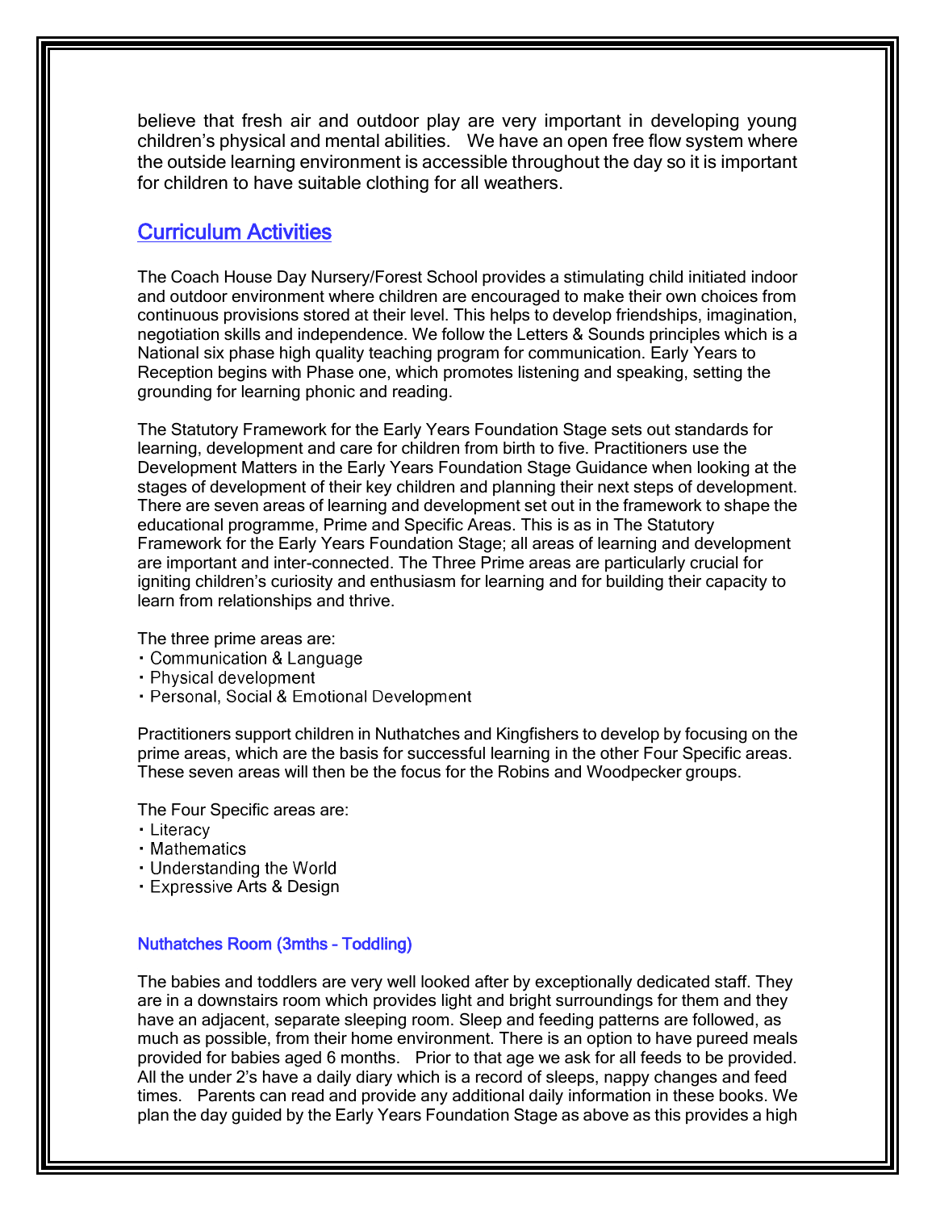believe that fresh air and outdoor play are very important in developing young children's physical and mental abilities. We have an open free flow system where the outside learning environment is accessible throughout the day so it is important for children to have suitable clothing for all weathers.

## Curriculum Activities

The Coach House Day Nursery/Forest School provides a stimulating child initiated indoor and outdoor environment where children are encouraged to make their own choices from continuous provisions stored at their level. This helps to develop friendships, imagination, negotiation skills and independence. We follow the Letters & Sounds principles which is a National six phase high quality teaching program for communication. Early Years to Reception begins with Phase one, which promotes listening and speaking, setting the grounding for learning phonic and reading.

The Statutory Framework for the Early Years Foundation Stage sets out standards for learning, development and care for children from birth to five. Practitioners use the Development Matters in the Early Years Foundation Stage Guidance when looking at the stages of development of their key children and planning their next steps of development. There are seven areas of learning and development set out in the framework to shape the educational programme, Prime and Specific Areas. This is as in The Statutory Framework for the Early Years Foundation Stage; all areas of learning and development are important and inter-connected. The Three Prime areas are particularly crucial for igniting children's curiosity and enthusiasm for learning and for building their capacity to learn from relationships and thrive.

The three prime areas are:

- Communication & Language
- Physical development
- Personal, Social & Emotional Development

Practitioners support children in Nuthatches and Kingfishers to develop by focusing on the prime areas, which are the basis for successful learning in the other Four Specific areas. These seven areas will then be the focus for the Robins and Woodpecker groups.

The Four Specific areas are:

- Literacy
- Mathematics
- Understanding the World
- Expressive Arts & Design

### Nuthatches Room (3mths – Toddling)

The babies and toddlers are very well looked after by exceptionally dedicated staff. They are in a downstairs room which provides light and bright surroundings for them and they have an adjacent, separate sleeping room. Sleep and feeding patterns are followed, as much as possible, from their home environment. There is an option to have pureed meals provided for babies aged 6 months. Prior to that age we ask for all feeds to be provided. All the under 2's have a daily diary which is a record of sleeps, nappy changes and feed times. Parents can read and provide any additional daily information in these books. We plan the day guided by the Early Years Foundation Stage as above as this provides a high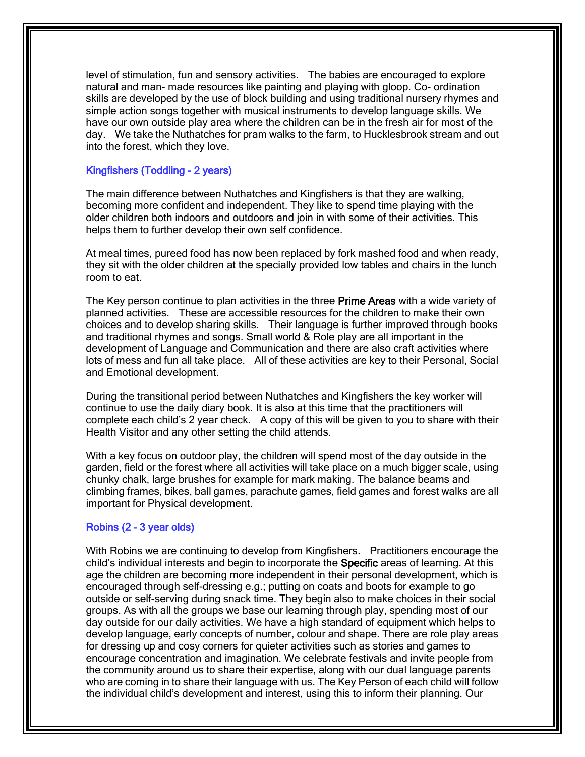level of stimulation, fun and sensory activities. The babies are encouraged to explore natural and man- made resources like painting and playing with gloop. Co- ordination skills are developed by the use of block building and using traditional nursery rhymes and simple action songs together with musical instruments to develop language skills. We have our own outside play area where the children can be in the fresh air for most of the day. We take the Nuthatches for pram walks to the farm, to Hucklesbrook stream and out into the forest, which they love.

### Kingfishers (Toddling - 2 years)

The main difference between Nuthatches and Kingfishers is that they are walking, becoming more confident and independent. They like to spend time playing with the older children both indoors and outdoors and join in with some of their activities. This helps them to further develop their own self confidence.

At meal times, pureed food has now been replaced by fork mashed food and when ready, they sit with the older children at the specially provided low tables and chairs in the lunch room to eat.

The Key person continue to plan activities in the three **Prime Areas** with a wide variety of planned activities. These are accessible resources for the children to make their own choices and to develop sharing skills. Their language is further improved through books and traditional rhymes and songs. Small world & Role play are all important in the development of Language and Communication and there are also craft activities where lots of mess and fun all take place. All of these activities are key to their Personal, Social and Emotional development.

During the transitional period between Nuthatches and Kingfishers the key worker will continue to use the daily diary book. It is also at this time that the practitioners will complete each child's 2 year check. A copy of this will be given to you to share with their Health Visitor and any other setting the child attends.

With a key focus on outdoor play, the children will spend most of the day outside in the garden, field or the forest where all activities will take place on a much bigger scale, using chunky chalk, large brushes for example for mark making. The balance beams and climbing frames, bikes, ball games, parachute games, field games and forest walks are all important for Physical development.

### Robins (2 – 3 year olds)

With Robins we are continuing to develop from Kingfishers. Practitioners encourage the child's individual interests and begin to incorporate the **Specific** areas of learning. At this age the children are becoming more independent in their personal development, which is encouraged through self-dressing e.g.; putting on coats and boots for example to go outside or self-serving during snack time. They begin also to make choices in their social groups. As with all the groups we base our learning through play, spending most of our day outside for our daily activities. We have a high standard of equipment which helps to develop language, early concepts of number, colour and shape. There are role play areas for dressing up and cosy corners for quieter activities such as stories and games to encourage concentration and imagination. We celebrate festivals and invite people from the community around us to share their expertise, along with our dual language parents who are coming in to share their language with us. The Key Person of each child will follow the individual child's development and interest, using this to inform their planning. Our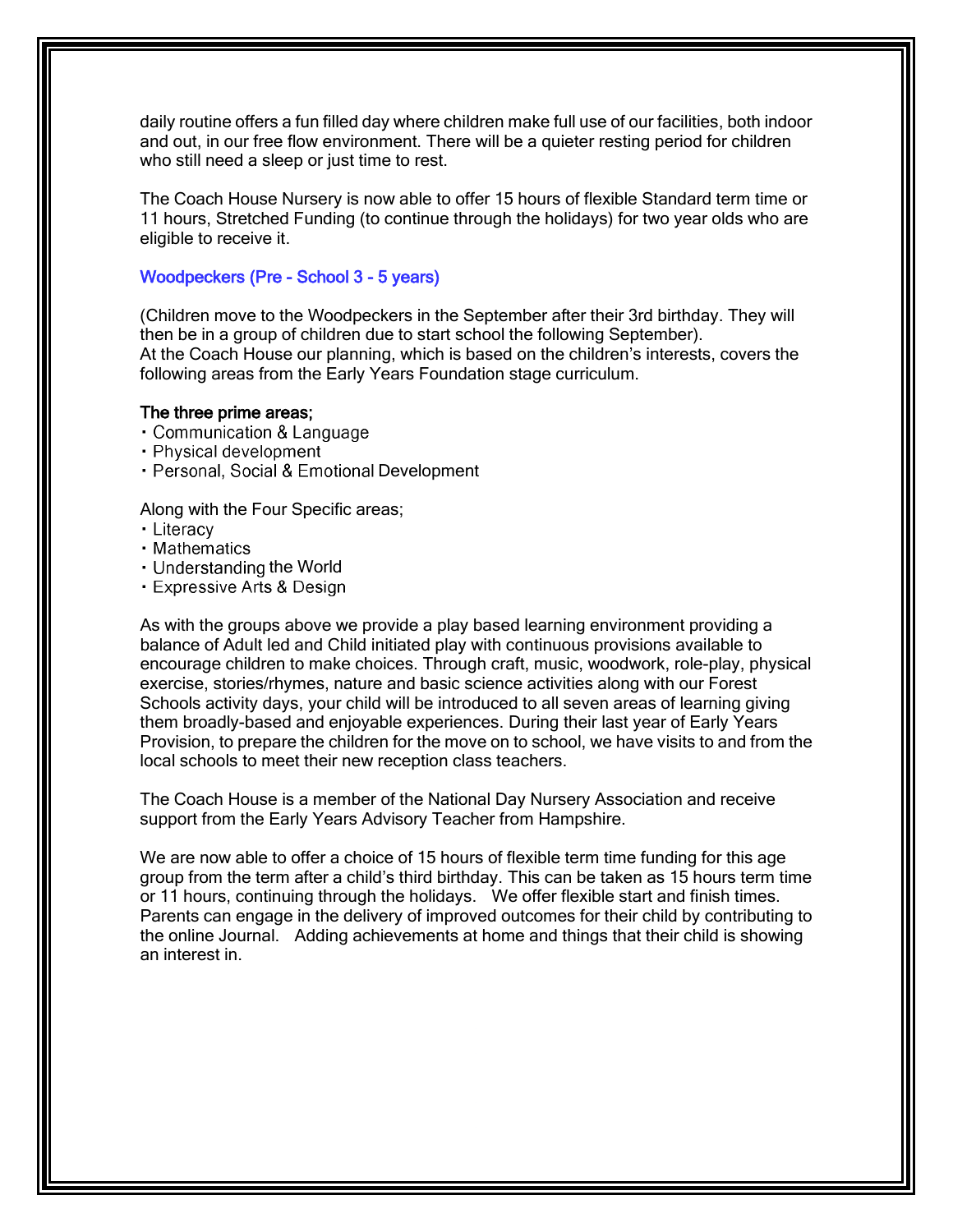daily routine offers a fun filled day where children make full use of our facilities, both indoor and out, in our free flow environment. There will be a quieter resting period for children who still need a sleep or just time to rest.

The Coach House Nursery is now able to offer 15 hours of flexible Standard term time or 11 hours, Stretched Funding (to continue through the holidays) for two year olds who are eligible to receive it.

## Woodpeckers (Pre - School 3 - 5 years)

(Children move to the Woodpeckers in the September after their 3rd birthday. They will then be in a group of children due to start school the following September).
At the Coach House our planning, which is based on the children's interests, covers the following areas from the Early Years Foundation stage curriculum.

**The three prime areas;**

- Communication & Language
- Physical development
- Personal, Social & Emotional Development

Along with the Four Specific areas;

- Literacy
- Mathematics
- Understanding the World
- Expressive Arts & Design

As with the groups above we provide a play based learning environment providing a balance of Adult led and Child initiated play with continuous provisions available to encourage children to make choices. Through craft, music, woodwork, role-play, physical exercise, stories/rhymes, nature and basic science activities along with our Forest Schools activity days, your child will be introduced to all seven areas of learning giving them broadly-based and enjoyable experiences. During their last year of Early Years Provision, to prepare the children for the move on to school, we have visits to and from the local schools to meet their new reception class teachers.

The Coach House is a member of the National Day Nursery Association and receive support from the Early Years Advisory Teacher from Hampshire.

We are now able to offer a choice of 15 hours of flexible term time funding for this age group from the term after a child's third birthday. This can be taken as 15 hours term time or 11 hours, continuing through the holidays. We offer flexible start and finish times. Parents can engage in the delivery of improved outcomes for their child by contributing to the online Journal. Adding achievements at home and things that their child is showing an interest in.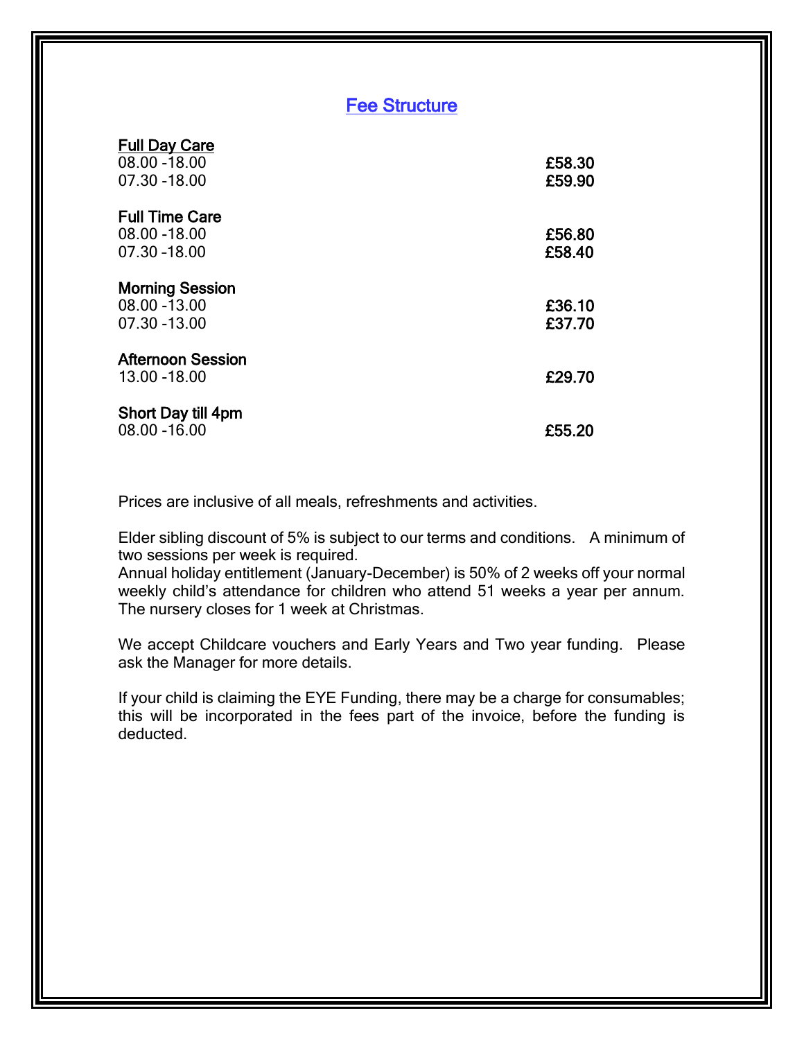## Fee Structure

**Full Day Care**

| | |
|---|---|
| 08.00 -18.00 | **£58.30** |
| 07.30 -18.00 | **£59.90** |

**Full Time Care**

| | |
|---|---|
| 08.00 -18.00 | **£56.80** |
| 07.30 -18.00 | **£58.40** |

**Morning Session**

| | |
|---|---|
| 08.00 -13.00 | **£36.10** |
| 07.30 -13.00 | **£37.70** |

**Afternoon Session**

| | |
|---|---|
| 13.00 -18.00 | **£29.70** |

**Short Day till 4pm**

| | |
|---|---|
| 08.00 -16.00 | **£55.20** |

Prices are inclusive of all meals, refreshments and activities.

Elder sibling discount of 5% is subject to our terms and conditions. A minimum of two sessions per week is required.
Annual holiday entitlement (January-December) is 50% of 2 weeks off your normal weekly child's attendance for children who attend 51 weeks a year per annum. The nursery closes for 1 week at Christmas.

We accept Childcare vouchers and Early Years and Two year funding. Please ask the Manager for more details.

If your child is claiming the EYE Funding, there may be a charge for consumables; this will be incorporated in the fees part of the invoice, before the funding is deducted.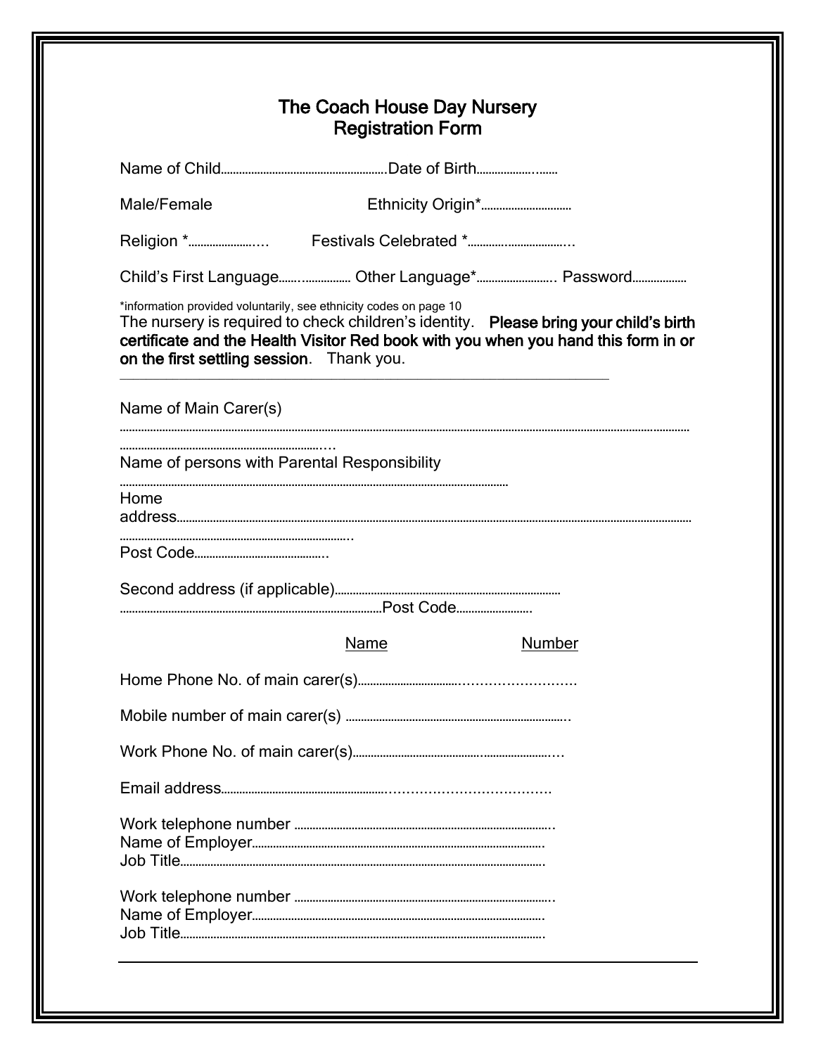# The Coach House Day Nursery
## Registration Form

Name of Child……………………………………………Date of Birth……………..……

Male/Female Ethnicity Origin*…………………………

Religion *………………….… Festivals Celebrated *…………..……………….…

Child's First Language……..…………… Other Language*…………………….. Password………………

*information provided voluntarily, see ethnicity codes on page 10

The nursery is required to check children's identity. **Please bring your child's birth certificate and the Health Visitor Red book with you when you hand this form in or on the first settling session**. Thank you.

---

Name of Main Carer(s)

……………………………………………………………………………………………………………………………………………………

…………………………………………………….…

Name of persons with Parental Responsibility

……………………………………………………………………………………………………………

Home address……………………………………………………………………………………………………………………………………

…………………………………………………………………..

Post Code……………………………………..

Second address (if applicable)……………………………………………………………………

……………………………………………………………………………Post Code…………………….

Name Number

Home Phone No. of main carer(s)…………………………….……………………..

Mobile number of main carer(s) ………………………………………………………………..

Work Phone No. of main carer(s)…………………………………..…………………….…

Email address…………………………………………….………………………………….

Work telephone number ……………………………………………………………………………..
Name of Employer……………………………………………………………………………………..
Job Title………………………………………………………………………………………………….

Work telephone number ……………………………………………………………………………..
Name of Employer……………………………………………………………………………………..
Job Title………………………………………………………………………………………………….

---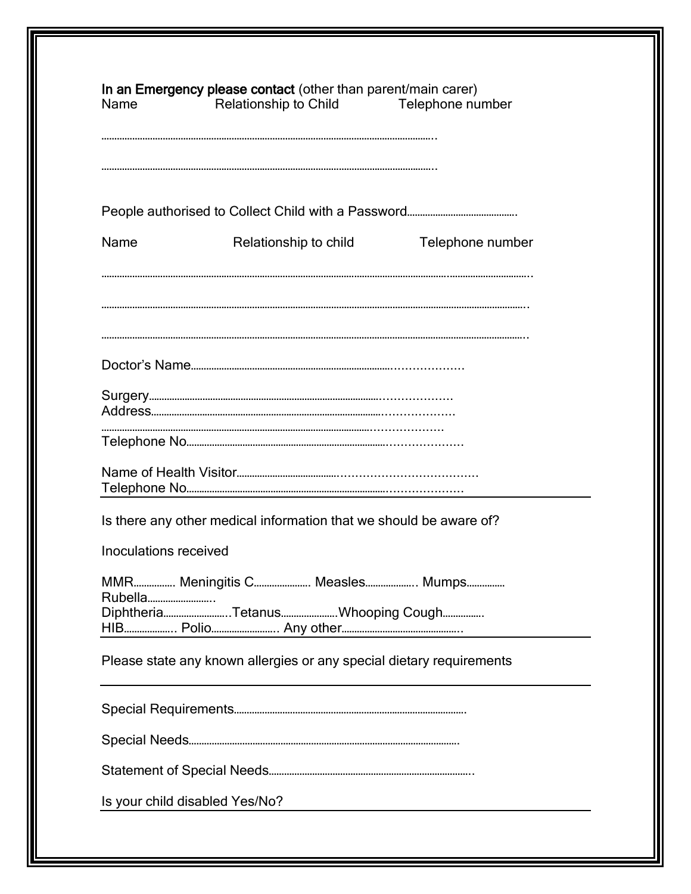**In an Emergency please contact** (other than parent/main carer)

Name Relationship to Child Telephone number

……………………………………………………………………………………………………………..

……………………………………………………………………………………………………………..

People authorised to Collect Child with a Password……………………………………..

Name Relationship to child Telephone number

………………………………………………………………………………………………………………………………………..

………………………………………………………………………………………………………………………………………..

………………………………………………………………………………………………………………………………………..

Doctor's Name……………………………………………………………………..………………

Surgery…………………………………………………………………………………..………………
Address………………………………………………………………………………..………………
……………………………………………………………………………………..………………
Telephone No…………………………………………………………………..………………

Name of Health Visitor………………………………..………………………………
Telephone No…………………………………………………………………..………………

---

Is there any other medical information that we should be aware of?

Inoculations received

MMR……………. Meningitis C…………………. Measles………………. Mumps……………
Rubella……………………..
Diphtheria……………………..Tetanus………………….Whooping Cough…………….
HIB………………. Polio……………………. Any other……………………………………..

---

Please state any known allergies or any special dietary requirements

---

Special Requirements………………………………………………………………………………

Special Needs……………………………………………………………………………………

Statement of Special Needs………………………………………………………………………..

Is your child disabled Yes/No?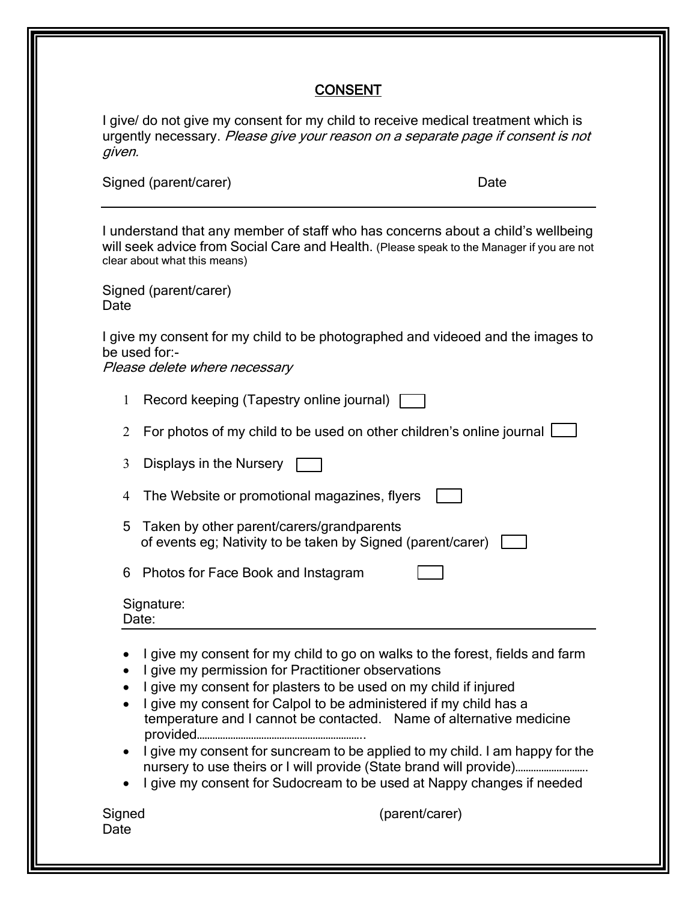## CONSENT

I give/ do not give my consent for my child to receive medical treatment which is urgently necessary. *Please give your reason on a separate page if consent is not given.*

Signed (parent/carer) Date

---

I understand that any member of staff who has concerns about a child's wellbeing will seek advice from Social Care and Health. (Please speak to the Manager if you are not clear about what this means)

Signed (parent/carer)
Date

I give my consent for my child to be photographed and videoed and the images to be used for:-
*Please delete where necessary*

1. Record keeping (Tapestry online journal) ☐
2. For photos of my child to be used on other children's online journal ☐
3. Displays in the Nursery ☐
4. The Website or promotional magazines, flyers ☐
5. Taken by other parent/carers/grandparents of events eg; Nativity to be taken by Signed (parent/carer) ☐
6. Photos for Face Book and Instagram ☐

Signature:
Date:

---

- I give my consent for my child to go on walks to the forest, fields and farm
- I give my permission for Practitioner observations
- I give my consent for plasters to be used on my child if injured
- I give my consent for Calpol to be administered if my child has a temperature and I cannot be contacted. Name of alternative medicine provided……………………………………………………..
- I give my consent for suncream to be applied to my child. I am happy for the nursery to use theirs or I will provide (State brand will provide)……………………….
- I give my consent for Sudocream to be used at Nappy changes if needed

Signed (parent/carer)
Date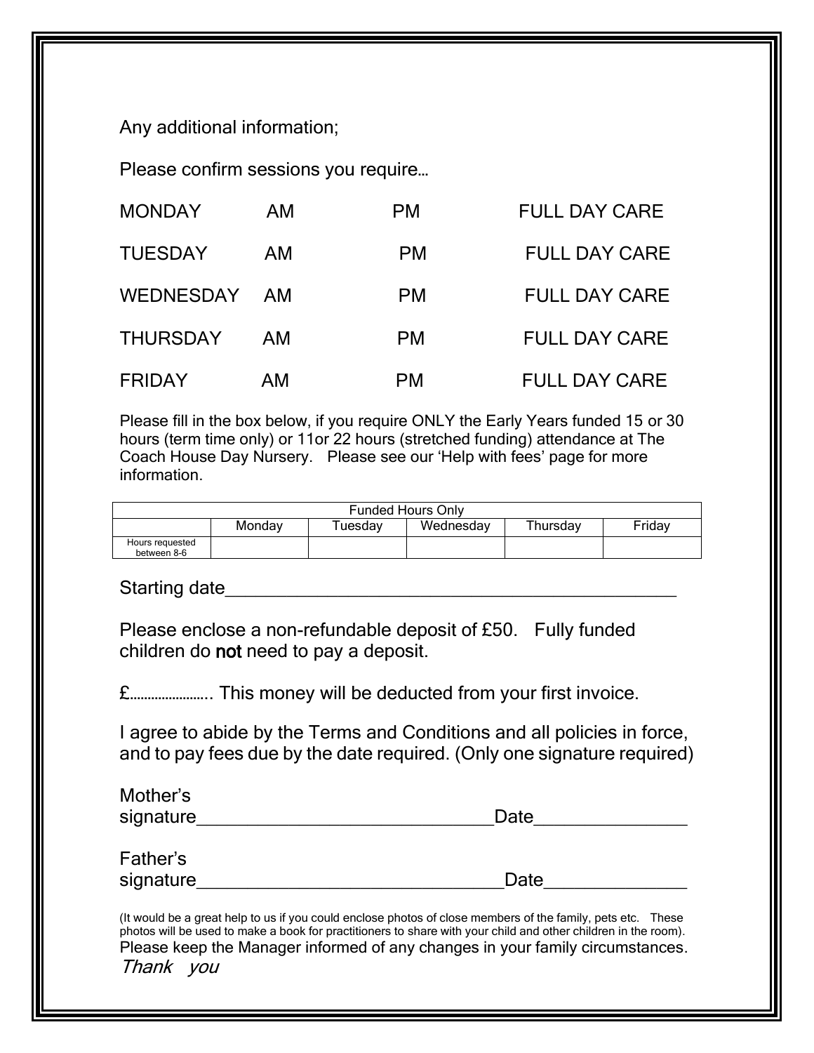Any additional information;

Please confirm sessions you require…

| | | | |
|---|---|---|---|
| MONDAY | AM | PM | FULL DAY CARE |
| TUESDAY | AM | PM | FULL DAY CARE |
| WEDNESDAY | AM | PM | FULL DAY CARE |
| THURSDAY | AM | PM | FULL DAY CARE |
| FRIDAY | AM | PM | FULL DAY CARE |

Please fill in the box below, if you require ONLY the Early Years funded 15 or 30 hours (term time only) or 11or 22 hours (stretched funding) attendance at The Coach House Day Nursery. Please see our 'Help with fees' page for more information.

| Funded Hours Only | | | | | |
|---|---|---|---|---|---|
| | Monday | Tuesday | Wednesday | Thursday | Friday |
| Hours requested between 8-6 | | | | | |

Starting date_______________________________________________

Please enclose a non-refundable deposit of £50. Fully funded children do **not** need to pay a deposit.

£………………….. This money will be deducted from your first invoice.

I agree to abide by the Terms and Conditions and all policies in force, and to pay fees due by the date required. (Only one signature required)

Mother's signature_______________________________Date_______________

Father's signature________________________________Date______________

(It would be a great help to us if you could enclose photos of close members of the family, pets etc. These photos will be used to make a book for practitioners to share with your child and other children in the room).
Please keep the Manager informed of any changes in your family circumstances.
*Thank you*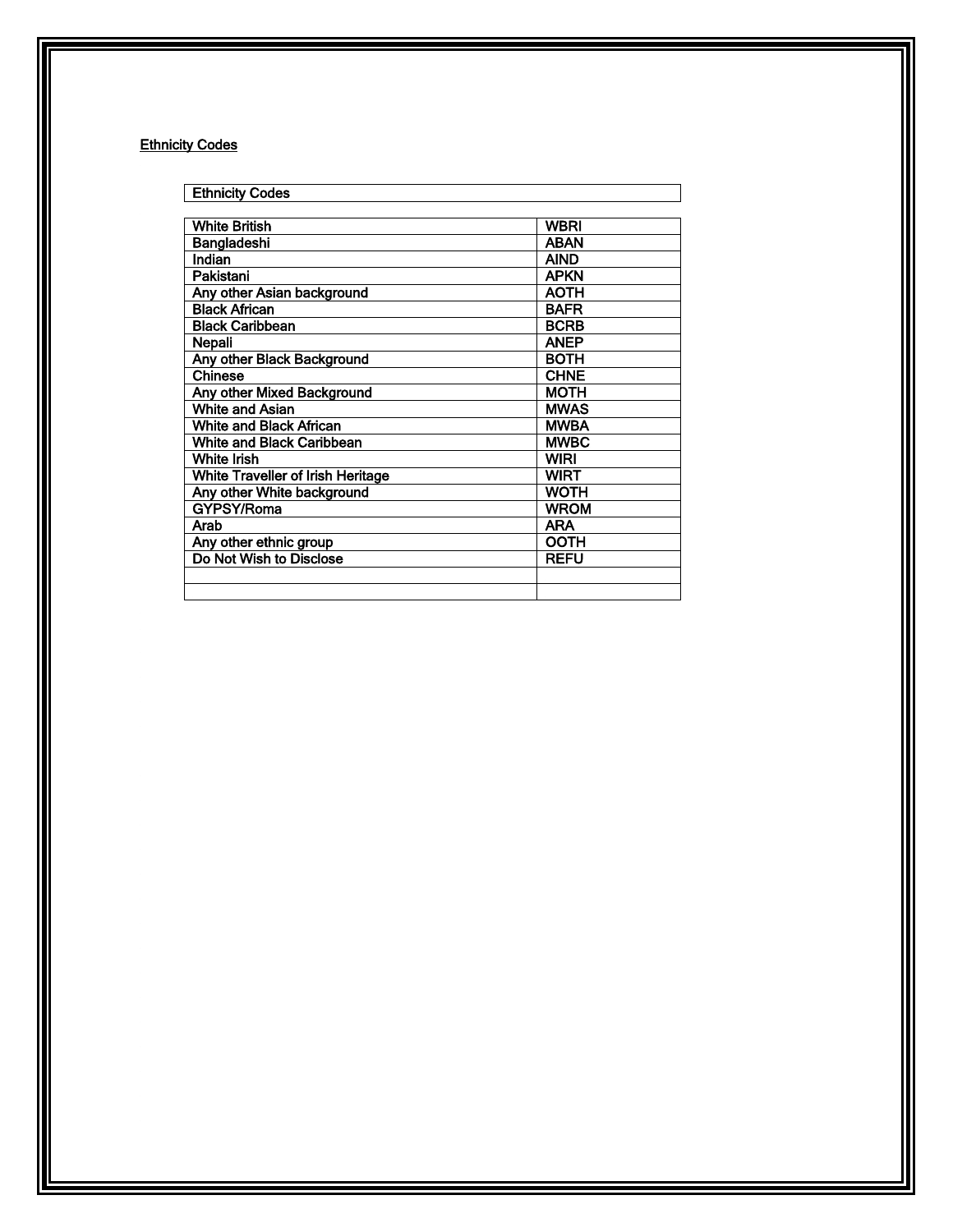## Ethnicity Codes

| Ethnicity Codes | |
|---|---|
| White British | WBRI |
| Bangladeshi | ABAN |
| Indian | AIND |
| Pakistani | APKN |
| Any other Asian background | AOTH |
| Black African | BAFR |
| Black Caribbean | BCRB |
| Nepali | ANEP |
| Any other Black Background | BOTH |
| Chinese | CHNE |
| Any other Mixed Background | MOTH |
| White and Asian | MWAS |
| White and Black African | MWBA |
| White and Black Caribbean | MWBC |
| White Irish | WIRI |
| White Traveller of Irish Heritage | WIRT |
| Any other White background | WOTH |
| GYPSY/Roma | WROM |
| Arab | ARA |
| Any other ethnic group | OOTH |
| Do Not Wish to Disclose | REFU |
| | |
| | |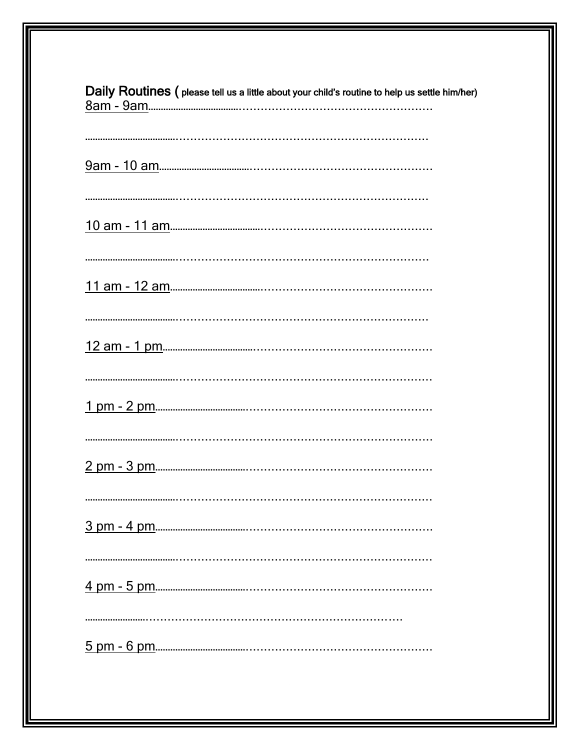**Daily Routines** ( **please tell us a little about your child's routine to help us settle him/her)**

8am - 9am……………………………………………………………………………

……………………………………………………………………………………………

9am - 10 am…………………………………………………………………………

……………………………………………………………………………………………

10 am - 11 am………………………………………………………………………

……………………………………………………………………………………………

11 am - 12 am………………………………………………………………………

……………………………………………………………………………………………

12 am - 1 pm…………………………………………………………………………

……………………………………………………………………………………………

1 pm - 2 pm…………………………………………………………………………

……………………………………………………………………………………………

2 pm - 3 pm…………………………………………………………………………

……………………………………………………………………………………………

3 pm - 4 pm…………………………………………………………………………

……………………………………………………………………………………………

4 pm - 5 pm…………………………………………………………………………

……………………………………………………………………………………

5 pm - 6 pm…………………………………………………………………………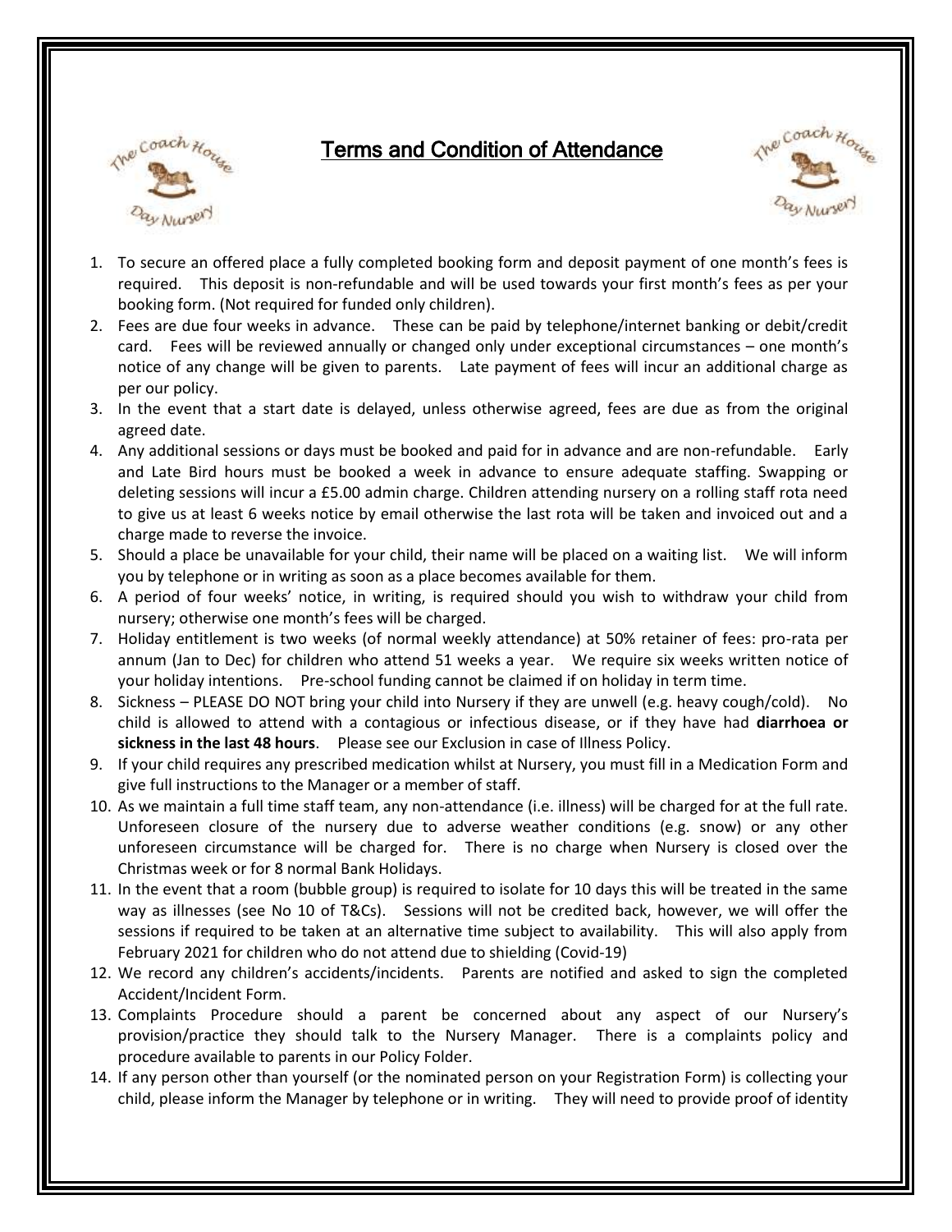# Terms and Condition of Attendance

1. To secure an offered place a fully completed booking form and deposit payment of one month's fees is required. This deposit is non-refundable and will be used towards your first month's fees as per your booking form. (Not required for funded only children).
2. Fees are due four weeks in advance. These can be paid by telephone/internet banking or debit/credit card. Fees will be reviewed annually or changed only under exceptional circumstances – one month's notice of any change will be given to parents. Late payment of fees will incur an additional charge as per our policy.
3. In the event that a start date is delayed, unless otherwise agreed, fees are due as from the original agreed date.
4. Any additional sessions or days must be booked and paid for in advance and are non-refundable. Early and Late Bird hours must be booked a week in advance to ensure adequate staffing. Swapping or deleting sessions will incur a £5.00 admin charge. Children attending nursery on a rolling staff rota need to give us at least 6 weeks notice by email otherwise the last rota will be taken and invoiced out and a charge made to reverse the invoice.
5. Should a place be unavailable for your child, their name will be placed on a waiting list. We will inform you by telephone or in writing as soon as a place becomes available for them.
6. A period of four weeks' notice, in writing, is required should you wish to withdraw your child from nursery; otherwise one month's fees will be charged.
7. Holiday entitlement is two weeks (of normal weekly attendance) at 50% retainer of fees: pro-rata per annum (Jan to Dec) for children who attend 51 weeks a year. We require six weeks written notice of your holiday intentions. Pre-school funding cannot be claimed if on holiday in term time.
8. Sickness – PLEASE DO NOT bring your child into Nursery if they are unwell (e.g. heavy cough/cold). No child is allowed to attend with a contagious or infectious disease, or if they have had **diarrhoea or sickness in the last 48 hours**. Please see our Exclusion in case of Illness Policy.
9. If your child requires any prescribed medication whilst at Nursery, you must fill in a Medication Form and give full instructions to the Manager or a member of staff.
10. As we maintain a full time staff team, any non-attendance (i.e. illness) will be charged for at the full rate. Unforeseen closure of the nursery due to adverse weather conditions (e.g. snow) or any other unforeseen circumstance will be charged for. There is no charge when Nursery is closed over the Christmas week or for 8 normal Bank Holidays.
11. In the event that a room (bubble group) is required to isolate for 10 days this will be treated in the same way as illnesses (see No 10 of T&Cs). Sessions will not be credited back, however, we will offer the sessions if required to be taken at an alternative time subject to availability. This will also apply from February 2021 for children who do not attend due to shielding (Covid-19)
12. We record any children's accidents/incidents. Parents are notified and asked to sign the completed Accident/Incident Form.
13. Complaints Procedure should a parent be concerned about any aspect of our Nursery's provision/practice they should talk to the Nursery Manager. There is a complaints policy and procedure available to parents in our Policy Folder.
14. If any person other than yourself (or the nominated person on your Registration Form) is collecting your child, please inform the Manager by telephone or in writing. They will need to provide proof of identity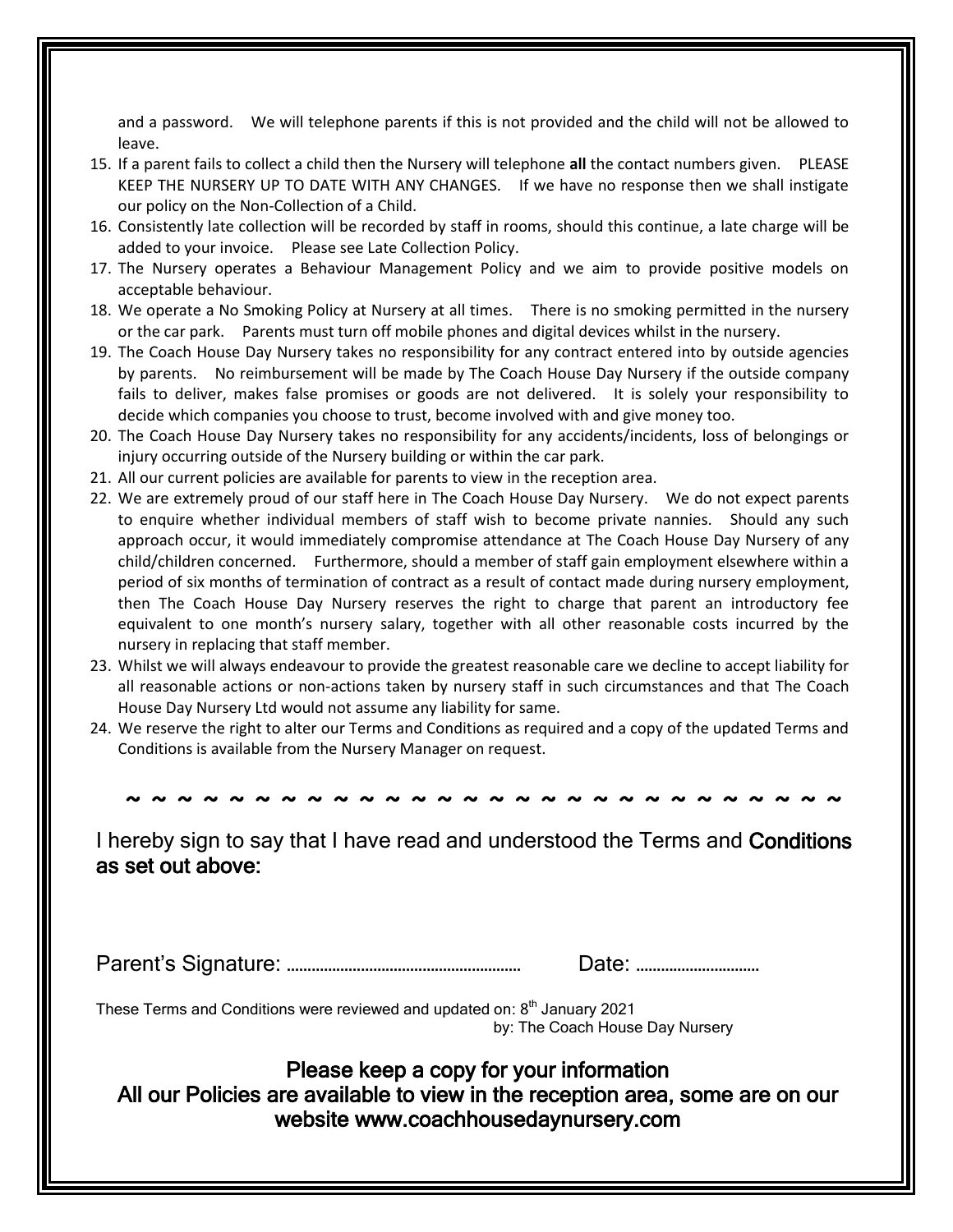and a password. We will telephone parents if this is not provided and the child will not be allowed to leave.

15. If a parent fails to collect a child then the Nursery will telephone **all** the contact numbers given. PLEASE KEEP THE NURSERY UP TO DATE WITH ANY CHANGES. If we have no response then we shall instigate our policy on the Non-Collection of a Child.
16. Consistently late collection will be recorded by staff in rooms, should this continue, a late charge will be added to your invoice. Please see Late Collection Policy.
17. The Nursery operates a Behaviour Management Policy and we aim to provide positive models on acceptable behaviour.
18. We operate a No Smoking Policy at Nursery at all times. There is no smoking permitted in the nursery or the car park. Parents must turn off mobile phones and digital devices whilst in the nursery.
19. The Coach House Day Nursery takes no responsibility for any contract entered into by outside agencies by parents. No reimbursement will be made by The Coach House Day Nursery if the outside company fails to deliver, makes false promises or goods are not delivered. It is solely your responsibility to decide which companies you choose to trust, become involved with and give money too.
20. The Coach House Day Nursery takes no responsibility for any accidents/incidents, loss of belongings or injury occurring outside of the Nursery building or within the car park.
21. All our current policies are available for parents to view in the reception area.
22. We are extremely proud of our staff here in The Coach House Day Nursery. We do not expect parents to enquire whether individual members of staff wish to become private nannies. Should any such approach occur, it would immediately compromise attendance at The Coach House Day Nursery of any child/children concerned. Furthermore, should a member of staff gain employment elsewhere within a period of six months of termination of contract as a result of contact made during nursery employment, then The Coach House Day Nursery reserves the right to charge that parent an introductory fee equivalent to one month's nursery salary, together with all other reasonable costs incurred by the nursery in replacing that staff member.
23. Whilst we will always endeavour to provide the greatest reasonable care we decline to accept liability for all reasonable actions or non-actions taken by nursery staff in such circumstances and that The Coach House Day Nursery Ltd would not assume any liability for same.
24. We reserve the right to alter our Terms and Conditions as required and a copy of the updated Terms and Conditions is available from the Nursery Manager on request.

~ ~ ~ ~ ~ ~ ~ ~ ~ ~ ~ ~ ~ ~ ~ ~ ~ ~ ~ ~ ~ ~ ~ ~ ~ ~ ~ ~ ~ ~ ~

I hereby sign to say that I have read and understood the Terms and Conditions as set out above:

Parent's Signature: ……………………………………………… Date: …………………………

These Terms and Conditions were reviewed and updated on: 8th January 2021
by: The Coach House Day Nursery

**Please keep a copy for your information**
**All our Policies are available to view in the reception area, some are on our website www.coachhousedaynursery.com**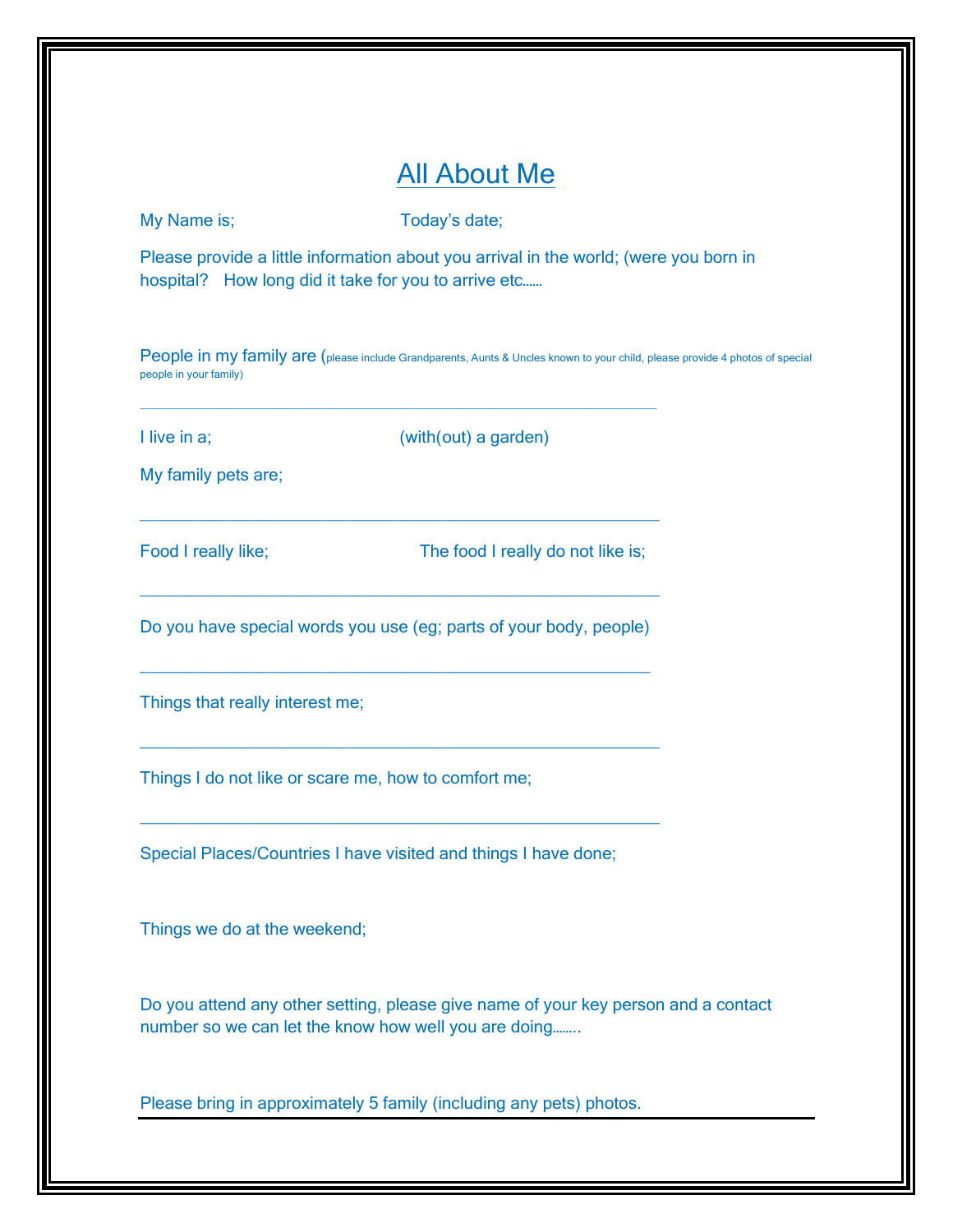# All About Me

My Name is;  Today's date;

Please provide a little information about you arrival in the world; (were you born in hospital? How long did it take for you to arrive etc……

People in my family are (please include Grandparents, Aunts & Uncles known to your child, please provide 4 photos of special people in your family)

_______________________________________________________________

I live in a;  (with(out) a garden)

My family pets are;

_______________________________________________________________

Food I really like;  The food I really do not like is;

_______________________________________________________________

Do you have special words you use (eg; parts of your body, people)

_______________________________________________________________

Things that really interest me;

_______________________________________________________________

Things I do not like or scare me, how to comfort me;

_______________________________________________________________

Special Places/Countries I have visited and things I have done;

Things we do at the weekend;

Do you attend any other setting, please give name of your key person and a contact number so we can let the know how well you are doing……..

Please bring in approximately 5 family (including any pets) photos.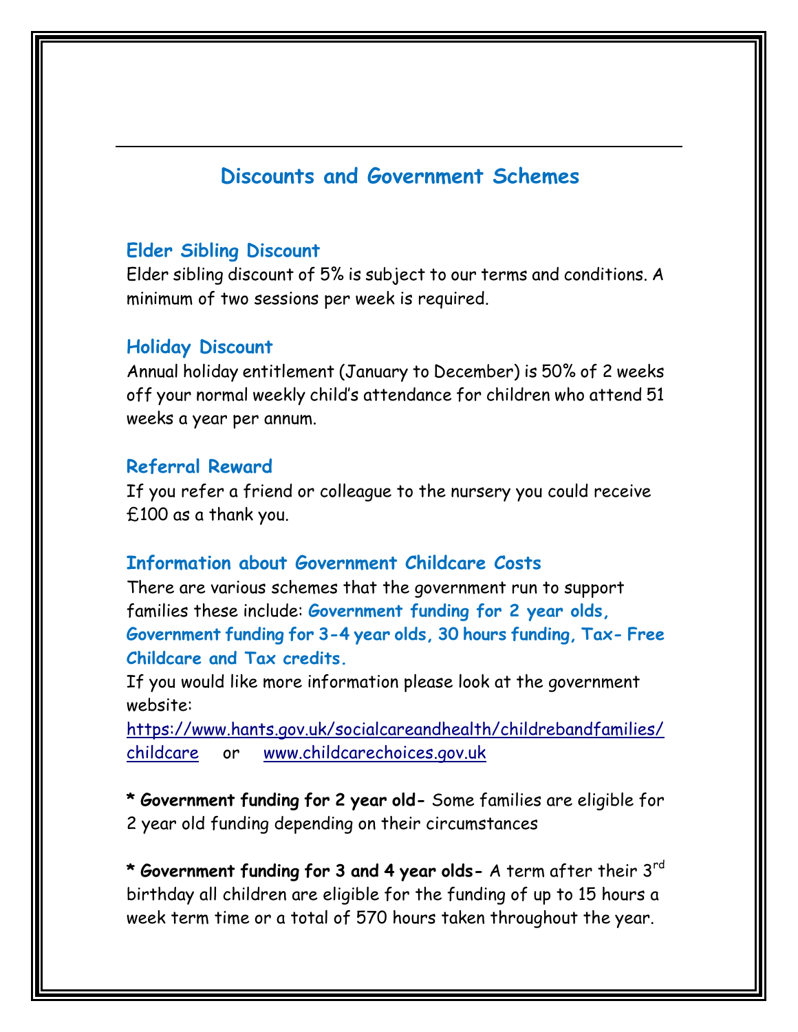## Discounts and Government Schemes

### Elder Sibling Discount

Elder sibling discount of 5% is subject to our terms and conditions. A minimum of two sessions per week is required.

### Holiday Discount

Annual holiday entitlement (January to December) is 50% of 2 weeks off your normal weekly child's attendance for children who attend 51 weeks a year per annum.

### Referral Reward

If you refer a friend or colleague to the nursery you could receive £100 as a thank you.

### Information about Government Childcare Costs

There are various schemes that the government run to support families these include: **Government funding for 2 year olds, Government funding for 3-4 year olds, 30 hours funding, Tax- Free Childcare and Tax credits.**

If you would like more information please look at the government website:
https://www.hants.gov.uk/socialcareandhealth/childrebandfamilies/childcare or www.childcarechoices.gov.uk

**\* Government funding for 2 year old-** Some families are eligible for 2 year old funding depending on their circumstances

**\* Government funding for 3 and 4 year olds-** A term after their 3rd birthday all children are eligible for the funding of up to 15 hours a week term time or a total of 570 hours taken throughout the year.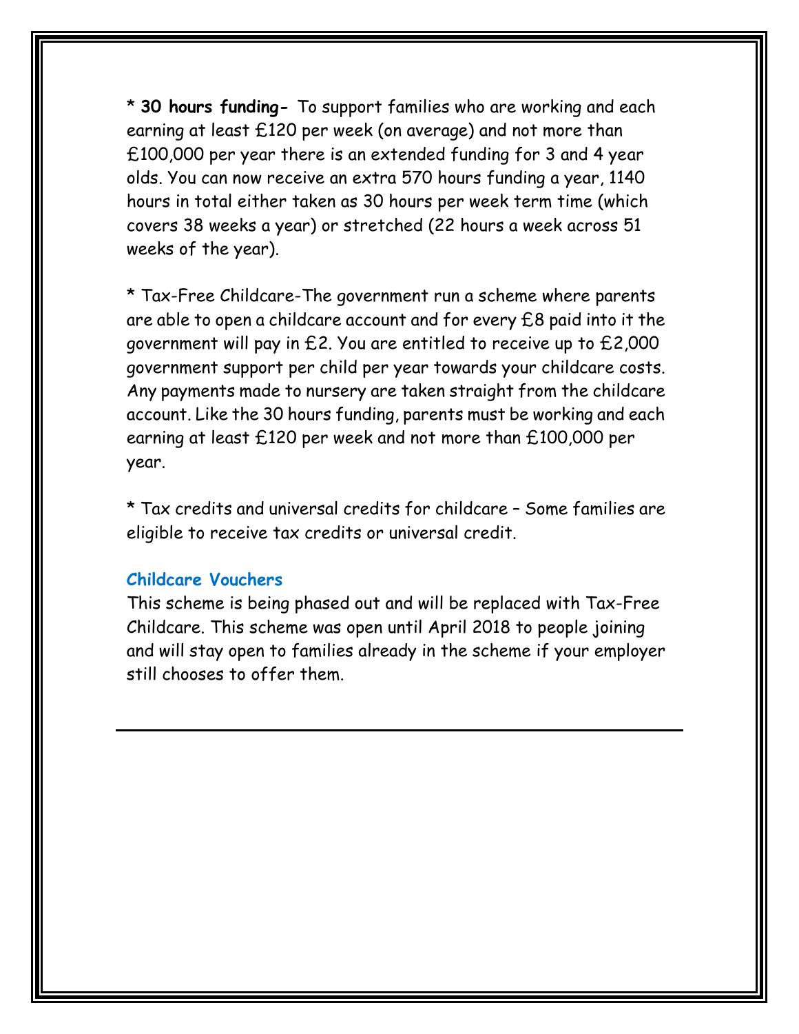* **30 hours funding-** To support families who are working and each earning at least £120 per week (on average) and not more than £100,000 per year there is an extended funding for 3 and 4 year olds. You can now receive an extra 570 hours funding a year, 1140 hours in total either taken as 30 hours per week term time (which covers 38 weeks a year) or stretched (22 hours a week across 51 weeks of the year).

* Tax-Free Childcare-The government run a scheme where parents are able to open a childcare account and for every £8 paid into it the government will pay in £2. You are entitled to receive up to £2,000 government support per child per year towards your childcare costs. Any payments made to nursery are taken straight from the childcare account. Like the 30 hours funding, parents must be working and each earning at least £120 per week and not more than £100,000 per year.

* Tax credits and universal credits for childcare – Some families are eligible to receive tax credits or universal credit.

### Childcare Vouchers

This scheme is being phased out and will be replaced with Tax-Free Childcare. This scheme was open until April 2018 to people joining and will stay open to families already in the scheme if your employer still chooses to offer them.

---